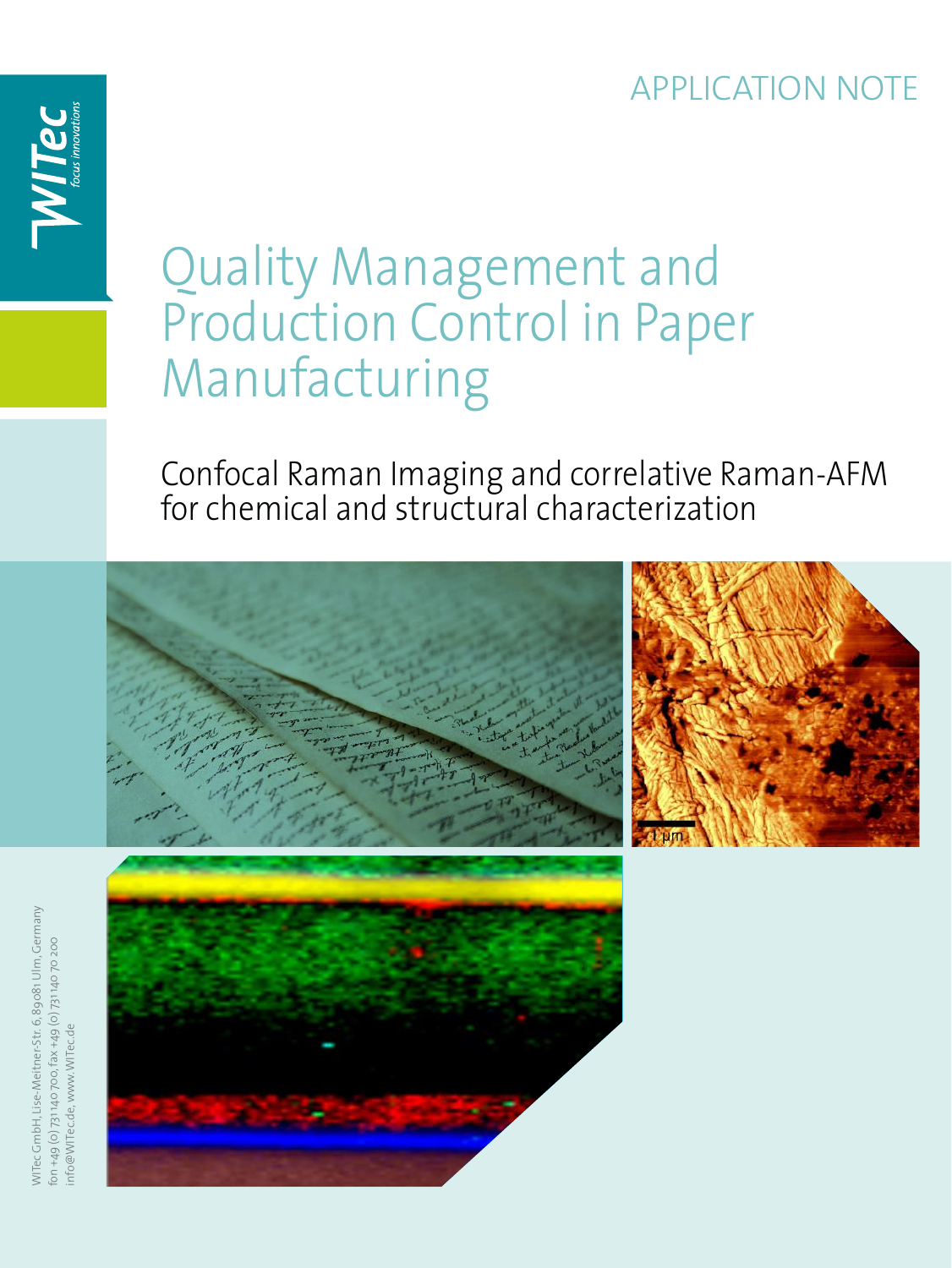APPLICATION NOTE

# Quality Management and Production Control in Paper Manufacturing

## Confocal Raman Imaging and correlative Raman-AFM for chemical and structural characterization

WITec GmbH, Lise-Meitner-Str. 6, 89081 Ulm, Germany
fon +49 (0) 731 140 700, fax +49 (0) 731 140 70 200
info@WITec.de, www.WITec.de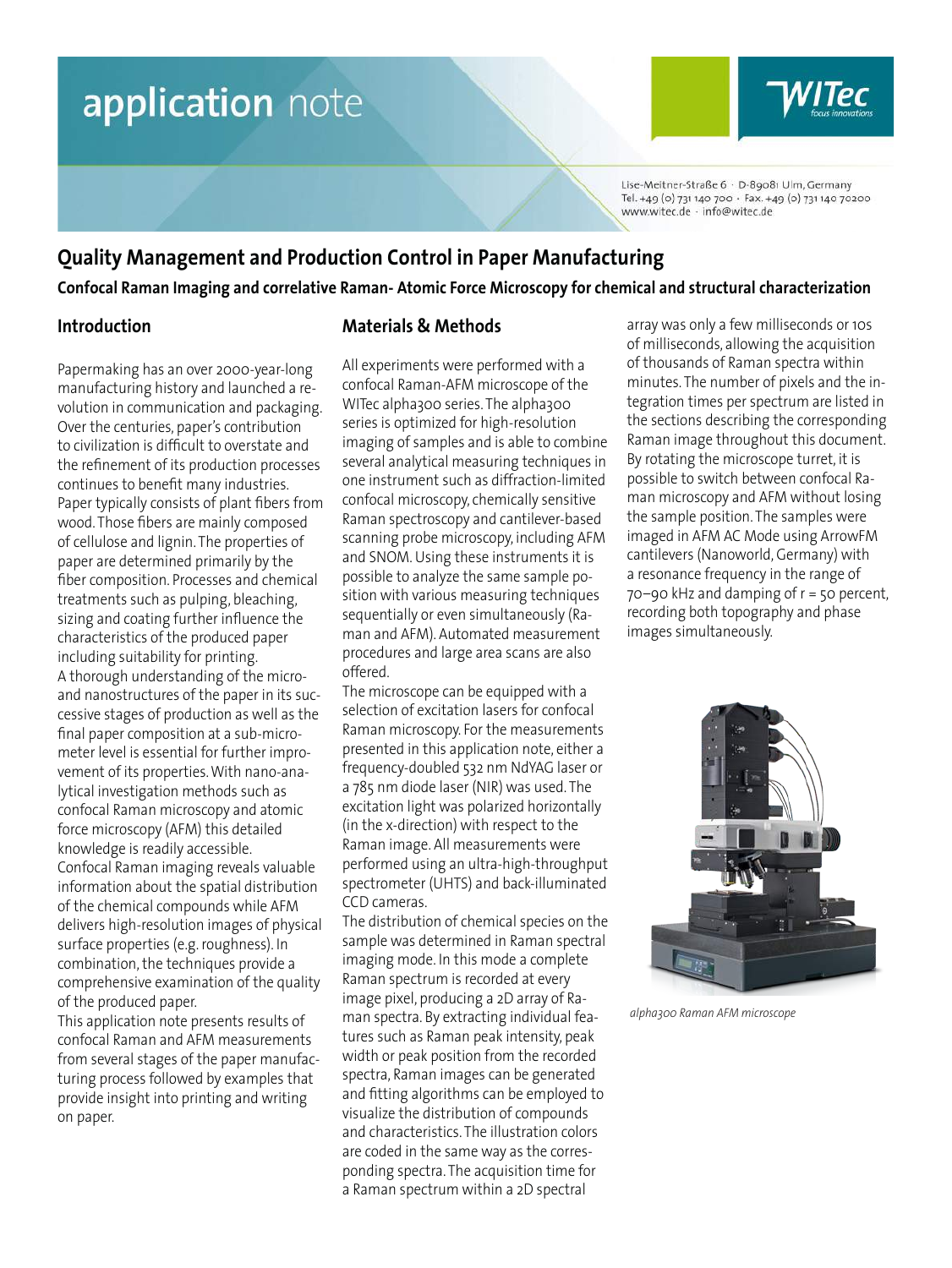# application note

Lise-Meitner-Straße 6 · D-89081 Ulm, Germany
Tel. +49 (0) 731 140 700 · Fax. +49 (0) 731 140 70200
www.witec.de · info@witec.de

## Quality Management and Production Control in Paper Manufacturing

**Confocal Raman Imaging and correlative Raman- Atomic Force Microscopy for chemical and structural characterization**

### Introduction

Papermaking has an over 2000-year-long manufacturing history and launched a revolution in communication and packaging. Over the centuries, paper's contribution to civilization is difficult to overstate and the refinement of its production processes continues to benefit many industries. Paper typically consists of plant fibers from wood. Those fibers are mainly composed of cellulose and lignin. The properties of paper are determined primarily by the fiber composition. Processes and chemical treatments such as pulping, bleaching, sizing and coating further influence the characteristics of the produced paper including suitability for printing.
A thorough understanding of the micro- and nanostructures of the paper in its successive stages of production as well as the final paper composition at a sub-micrometer level is essential for further improvement of its properties. With nano-analytical investigation methods such as confocal Raman microscopy and atomic force microscopy (AFM) this detailed knowledge is readily accessible.
Confocal Raman imaging reveals valuable information about the spatial distribution of the chemical compounds while AFM delivers high-resolution images of physical surface properties (e.g. roughness). In combination, the techniques provide a comprehensive examination of the quality of the produced paper.
This application note presents results of confocal Raman and AFM measurements from several stages of the paper manufacturing process followed by examples that provide insight into printing and writing on paper.

### Materials & Methods

All experiments were performed with a confocal Raman-AFM microscope of the WITec alpha300 series. The alpha300 series is optimized for high-resolution imaging of samples and is able to combine several analytical measuring techniques in one instrument such as diffraction-limited confocal microscopy, chemically sensitive Raman spectroscopy and cantilever-based scanning probe microscopy, including AFM and SNOM. Using these instruments it is possible to analyze the same sample position with various measuring techniques sequentially or even simultaneously (Raman and AFM). Automated measurement procedures and large area scans are also offered.
The microscope can be equipped with a selection of excitation lasers for confocal Raman microscopy. For the measurements presented in this application note, either a frequency-doubled 532 nm NdYAG laser or a 785 nm diode laser (NIR) was used. The excitation light was polarized horizontally (in the x-direction) with respect to the Raman image. All measurements were performed using an ultra-high-throughput spectrometer (UHTS) and back-illuminated CCD cameras.
The distribution of chemical species on the sample was determined in Raman spectral imaging mode. In this mode a complete Raman spectrum is recorded at every image pixel, producing a 2D array of Raman spectra. By extracting individual features such as Raman peak intensity, peak width or peak position from the recorded spectra, Raman images can be generated and fitting algorithms can be employed to visualize the distribution of compounds and characteristics. The illustration colors are coded in the same way as the corresponding spectra. The acquisition time for a Raman spectrum within a 2D spectral array was only a few milliseconds or 10s of milliseconds, allowing the acquisition of thousands of Raman spectra within minutes. The number of pixels and the integration times per spectrum are listed in the sections describing the corresponding Raman image throughout this document.
By rotating the microscope turret, it is possible to switch between confocal Raman microscopy and AFM without losing the sample position. The samples were imaged in AFM AC Mode using ArrowFM cantilevers (Nanoworld, Germany) with a resonance frequency in the range of 70–90 kHz and damping of r = 50 percent, recording both topography and phase images simultaneously.

*alpha300 Raman AFM microscope*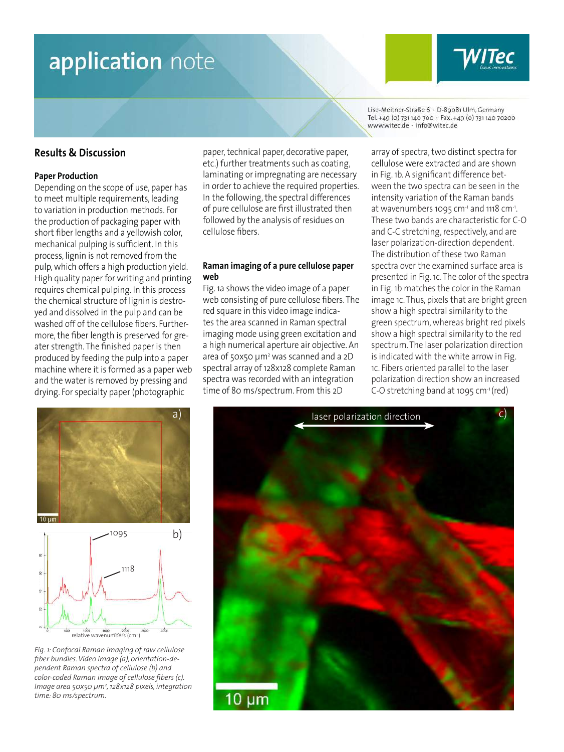## Results & Discussion

### Paper Production

Depending on the scope of use, paper has to meet multiple requirements, leading to variation in production methods. For the production of packaging paper with short fiber lengths and a yellowish color, mechanical pulping is sufficient. In this process, lignin is not removed from the pulp, which offers a high production yield. High quality paper for writing and printing requires chemical pulping. In this process the chemical structure of lignin is destroyed and dissolved in the pulp and can be washed off of the cellulose fibers. Furthermore, the fiber length is preserved for greater strength. The finished paper is then produced by feeding the pulp into a paper machine where it is formed as a paper web and the water is removed by pressing and drying. For specialty paper (photographic paper, technical paper, decorative paper, etc.) further treatments such as coating, laminating or impregnating are necessary in order to achieve the required properties. In the following, the spectral differences of pure cellulose are first illustrated then followed by the analysis of residues on cellulose fibers.

### Raman imaging of a pure cellulose paper web

Fig. 1a shows the video image of a paper web consisting of pure cellulose fibers. The red square in this video image indicates the area scanned in Raman spectral imaging mode using green excitation and a high numerical aperture air objective. An area of 50x50 µm² was scanned and a 2D spectral array of 128x128 complete Raman spectra was recorded with an integration time of 80 ms/spectrum. From this 2D array of spectra, two distinct spectra for cellulose were extracted and are shown in Fig. 1b. A significant difference between the two spectra can be seen in the intensity variation of the Raman bands at wavenumbers 1095 cm⁻¹ and 1118 cm⁻¹. These two bands are characteristic for C-O and C-C stretching, respectively, and are laser polarization-direction dependent. The distribution of these two Raman spectra over the examined surface area is presented in Fig. 1c. The color of the spectra in Fig. 1b matches the color in the Raman image 1c. Thus, pixels that are bright green show a high spectral similarity to the green spectrum, whereas bright red pixels show a high spectral similarity to the red spectrum. The laser polarization direction is indicated with the white arrow in Fig. 1c. Fibers oriented parallel to the laser polarization direction show an increased C-O stretching band at 1095 cm⁻¹ (red)

*Fig. 1: Confocal Raman imaging of raw cellulose fiber bundles. Video image (a), orientation-dependent Raman spectra of cellulose (b) and color-coded Raman image of cellulose fibers (c). Image area 50x50 µm², 128x128 pixels, integration time: 80 ms/spectrum.*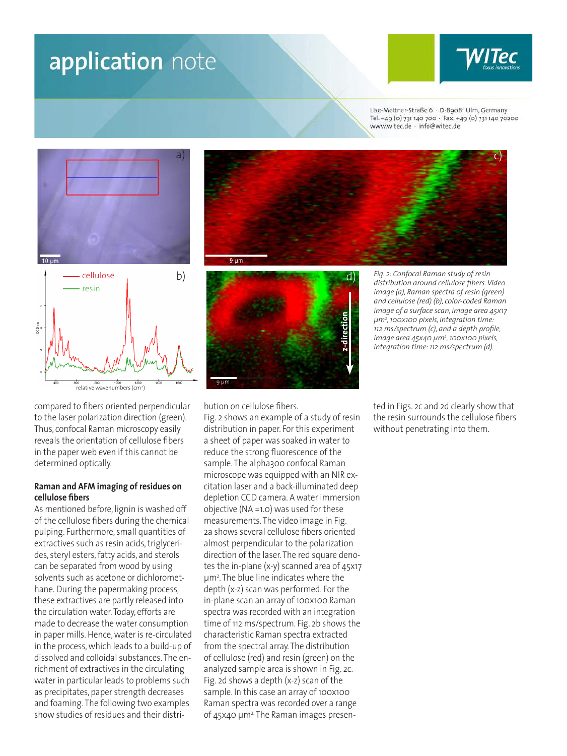Fig. 2: Confocal Raman study of resin distribution around cellulose fibers. Video image (a), Raman spectra of resin (green) and cellulose (red) (b), color-coded Raman image of a surface scan, image area 45x17 µm², 100x100 pixels, integration time: 112 ms/spectrum (c), and a depth profile, image area 45x40 µm², 100x100 pixels, integration time: 112 ms/spectrum (d).

compared to fibers oriented perpendicular to the laser polarization direction (green). Thus, confocal Raman microscopy easily reveals the orientation of cellulose fibers in the paper web even if this cannot be determined optically.

### Raman and AFM imaging of residues on cellulose fibers

As mentioned before, lignin is washed off of the cellulose fibers during the chemical pulping. Furthermore, small quantities of extractives such as resin acids, triglycerides, steryl esters, fatty acids, and sterols can be separated from wood by using solvents such as acetone or dichloromethane. During the papermaking process, these extractives are partly released into the circulation water. Today, efforts are made to decrease the water consumption in paper mills. Hence, water is re-circulated in the process, which leads to a build-up of dissolved and colloidal substances. The enrichment of extractives in the circulating water in particular leads to problems such as precipitates, paper strength decreases and foaming. The following two examples show studies of residues and their distribution on cellulose fibers.

Fig. 2 shows an example of a study of resin distribution in paper. For this experiment a sheet of paper was soaked in water to reduce the strong fluorescence of the sample. The alpha300 confocal Raman microscope was equipped with an NIR excitation laser and a back-illuminated deep depletion CCD camera. A water immersion objective (NA =1.0) was used for these measurements. The video image in Fig. 2a shows several cellulose fibers oriented almost perpendicular to the polarization direction of the laser. The red square denotes the in-plane (x-y) scanned area of 45x17 µm². The blue line indicates where the depth (x-z) scan was performed. For the in-plane scan an array of 100x100 Raman spectra was recorded with an integration time of 112 ms/spectrum. Fig. 2b shows the characteristic Raman spectra extracted from the spectral array. The distribution of cellulose (red) and resin (green) on the analyzed sample area is shown in Fig. 2c. Fig. 2d shows a depth (x-z) scan of the sample. In this case an array of 100x100 Raman spectra was recorded over a range of 45x40 µm². The Raman images presented in Figs. 2c and 2d clearly show that the resin surrounds the cellulose fibers without penetrating into them.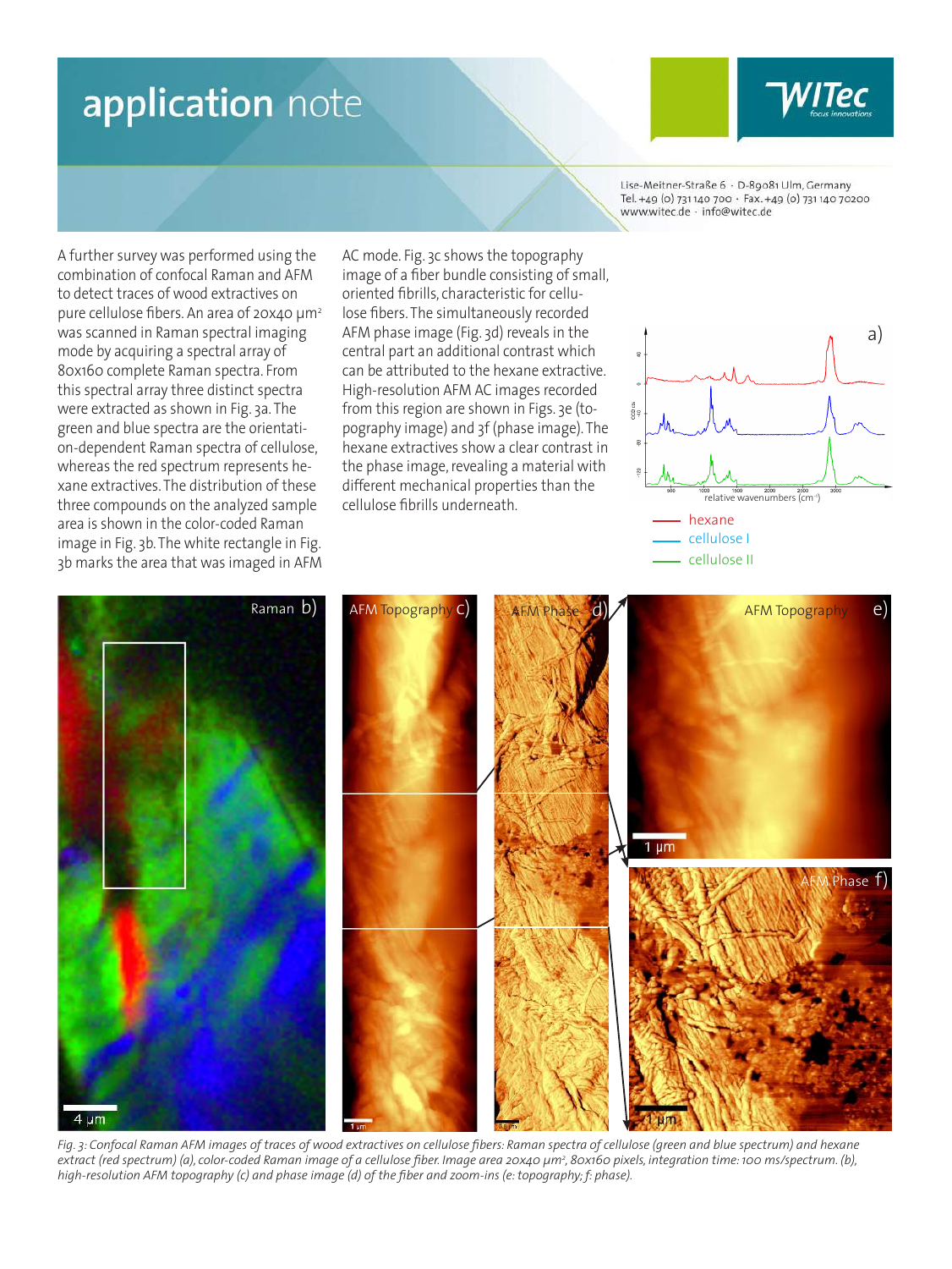A further survey was performed using the combination of confocal Raman and AFM to detect traces of wood extractives on pure cellulose fibers. An area of 20x40 µm² was scanned in Raman spectral imaging mode by acquiring a spectral array of 80x160 complete Raman spectra. From this spectral array three distinct spectra were extracted as shown in Fig. 3a. The green and blue spectra are the orientation-dependent Raman spectra of cellulose, whereas the red spectrum represents hexane extractives. The distribution of these three compounds on the analyzed sample area is shown in the color-coded Raman image in Fig. 3b. The white rectangle in Fig. 3b marks the area that was imaged in AFM AC mode. Fig. 3c shows the topography image of a fiber bundle consisting of small, oriented fibrills, characteristic for cellulose fibers. The simultaneously recorded AFM phase image (Fig. 3d) reveals in the central part an additional contrast which can be attributed to the hexane extractive. High-resolution AFM AC images recorded from this region are shown in Figs. 3e (topography image) and 3f (phase image). The hexane extractives show a clear contrast in the phase image, revealing a material with different mechanical properties than the cellulose fibrills underneath.

*Fig. 3: Confocal Raman AFM images of traces of wood extractives on cellulose fibers: Raman spectra of cellulose (green and blue spectrum) and hexane extract (red spectrum) (a), color-coded Raman image of a cellulose fiber. Image area 20x40 µm², 80x160 pixels, integration time: 100 ms/spectrum. (b), high-resolution AFM topography (c) and phase image (d) of the fiber and zoom-ins (e: topography; f: phase).*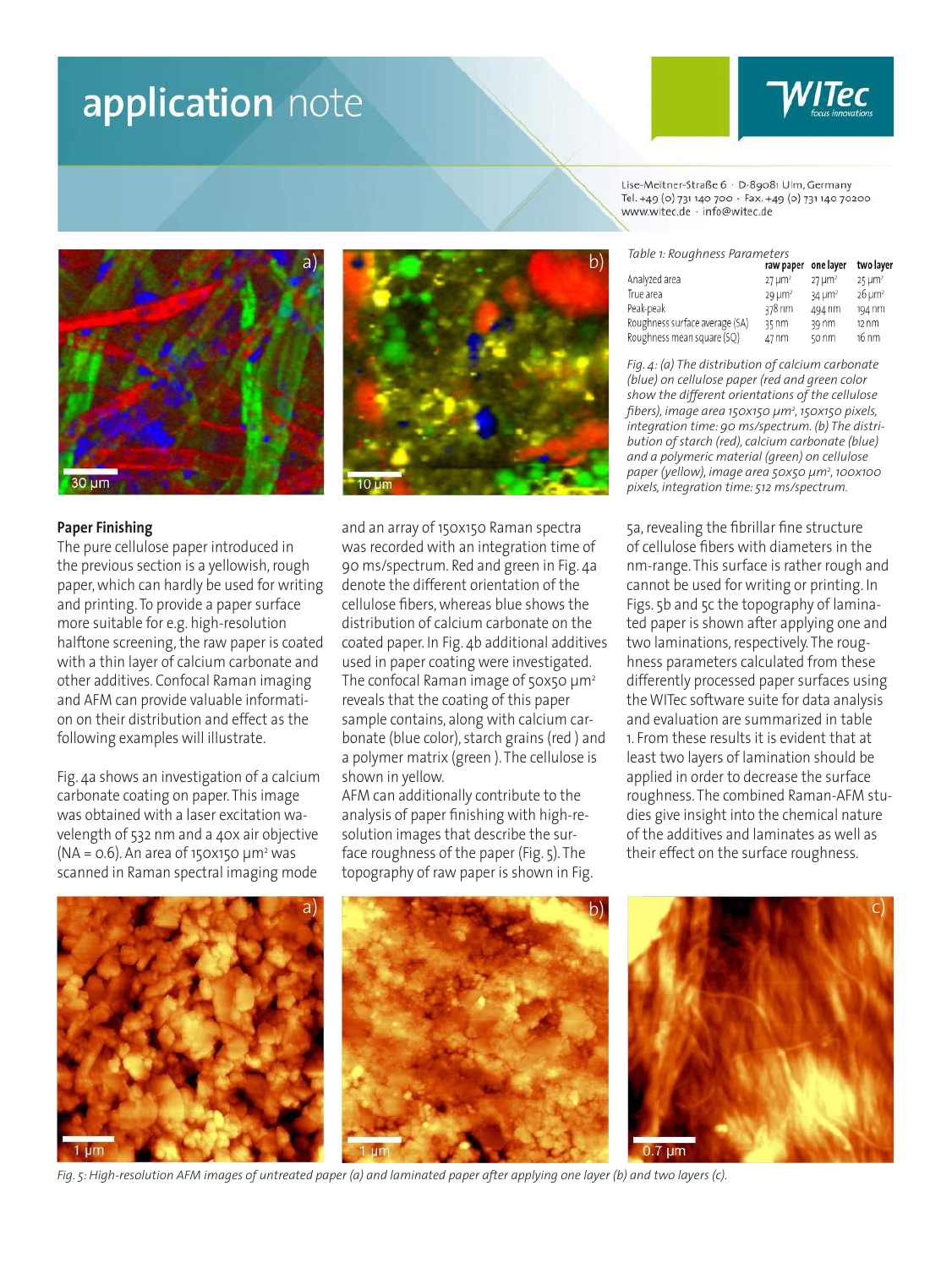Table 1: Roughness Parameters

| | raw paper | one layer | two layer |
|---|---|---|---|
| Analyzed area | 27 µm² | 27 µm² | 25 µm² |
| True area | 29 µm² | 34 µm² | 26 µm² |
| Peak-peak | 378 nm | 494 nm | 194 nm |
| Roughness surface average (SA) | 35 nm | 39 nm | 12 nm |
| Roughness mean square (SQ) | 47 nm | 50 nm | 16 nm |

*Fig. 4: (a) The distribution of calcium carbonate (blue) on cellulose paper (red and green color show the different orientations of the cellulose fibers), image area 150x150 µm², 150x150 pixels, integration time: 90 ms/spectrum. (b) The distribution of starch (red), calcium carbonate (blue) and a polymeric material (green) on cellulose paper (yellow), image area 50x50 µm², 100x100 pixels, integration time: 512 ms/spectrum.*

## Paper Finishing

The pure cellulose paper introduced in the previous section is a yellowish, rough paper, which can hardly be used for writing and printing. To provide a paper surface more suitable for e.g. high-resolution halftone screening, the raw paper is coated with a thin layer of calcium carbonate and other additives. Confocal Raman imaging and AFM can provide valuable information on their distribution and effect as the following examples will illustrate.

Fig. 4a shows an investigation of a calcium carbonate coating on paper. This image was obtained with a laser excitation wavelength of 532 nm and a 40x air objective (NA = 0.6). An area of 150x150 µm² was scanned in Raman spectral imaging mode and an array of 150x150 Raman spectra was recorded with an integration time of 90 ms/spectrum. Red and green in Fig. 4a denote the different orientation of the cellulose fibers, whereas blue shows the distribution of calcium carbonate on the coated paper. In Fig. 4b additional additives used in paper coating were investigated. The confocal Raman image of 50x50 µm² reveals that the coating of this paper sample contains, along with calcium carbonate (blue color), starch grains (red) and a polymer matrix (green). The cellulose is shown in yellow.

AFM can additionally contribute to the analysis of paper finishing with high-resolution images that describe the surface roughness of the paper (Fig. 5). The topography of raw paper is shown in Fig. 5a, revealing the fibrillar fine structure of cellulose fibers with diameters in the nm-range. This surface is rather rough and cannot be used for writing or printing. In Figs. 5b and 5c the topography of laminated paper is shown after applying one and two laminations, respectively. The roughness parameters calculated from these differently processed paper surfaces using the WITec software suite for data analysis and evaluation are summarized in table 1. From these results it is evident that at least two layers of lamination should be applied in order to decrease the surface roughness. The combined Raman-AFM studies give insight into the chemical nature of the additives and laminates as well as their effect on the surface roughness.

*Fig. 5: High-resolution AFM images of untreated paper (a) and laminated paper after applying one layer (b) and two layers (c).*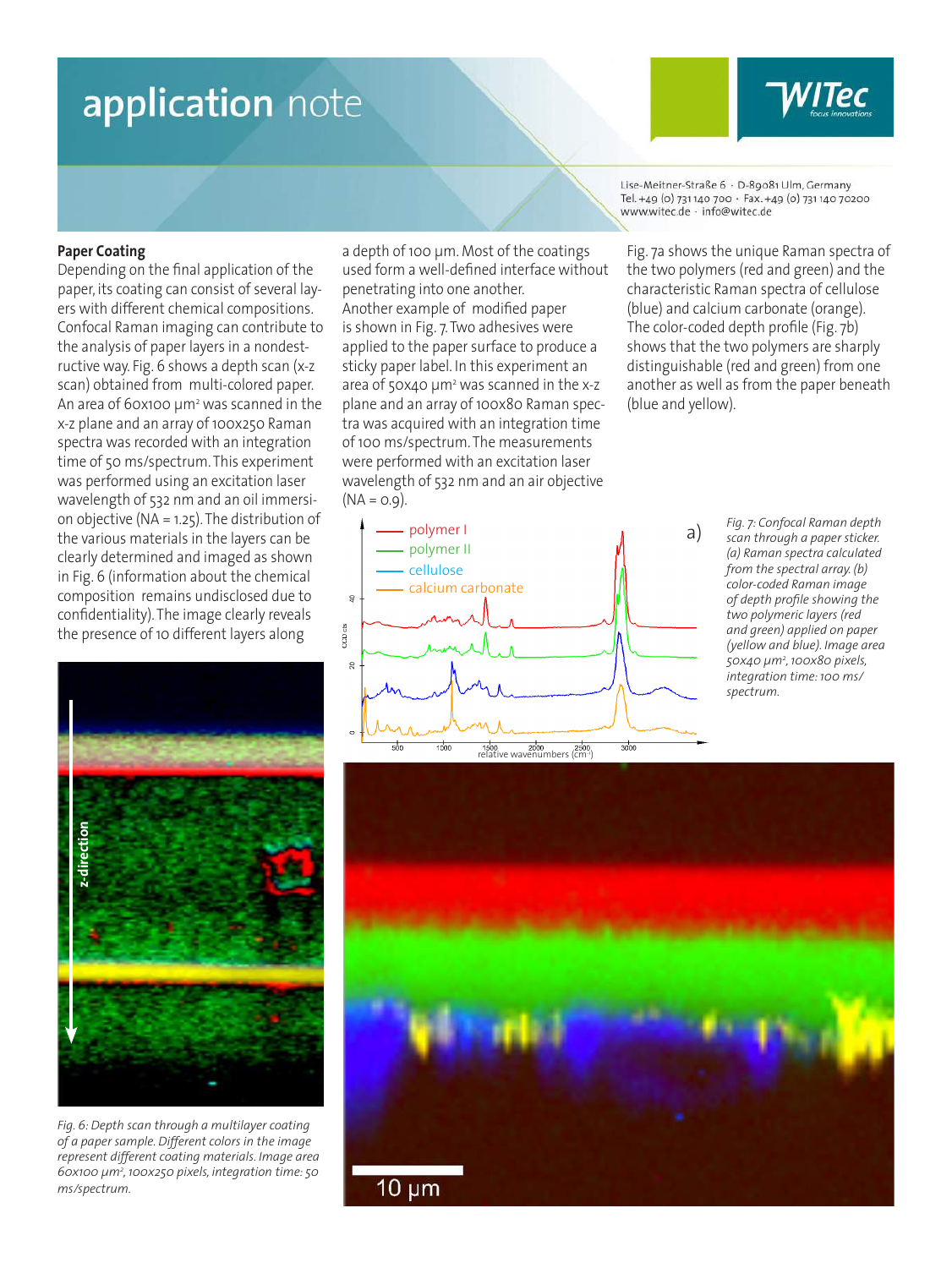## Paper Coating

Depending on the final application of the paper, its coating can consist of several layers with different chemical compositions. Confocal Raman imaging can contribute to the analysis of paper layers in a nondestructive way. Fig. 6 shows a depth scan (x-z scan) obtained from multi-colored paper. An area of 60x100 µm² was scanned in the x-z plane and an array of 100x250 Raman spectra was recorded with an integration time of 50 ms/spectrum. This experiment was performed using an excitation laser wavelength of 532 nm and an oil immersion objective (NA = 1.25). The distribution of the various materials in the layers can be clearly determined and imaged as shown in Fig. 6 (information about the chemical composition remains undisclosed due to confidentiality). The image clearly reveals the presence of 10 different layers along a depth of 100 µm. Most of the coatings used form a well-defined interface without penetrating into one another.

Another example of modified paper is shown in Fig. 7. Two adhesives were applied to the paper surface to produce a sticky paper label. In this experiment an area of 50x40 µm² was scanned in the x-z plane and an array of 100x80 Raman spectra was acquired with an integration time of 100 ms/spectrum. The measurements were performed with an excitation laser wavelength of 532 nm and an air objective (NA = 0.9).

Fig. 7a shows the unique Raman spectra of the two polymers (red and green) and the characteristic Raman spectra of cellulose (blue) and calcium carbonate (orange). The color-coded depth profile (Fig. 7b) shows that the two polymers are sharply distinguishable (red and green) from one another as well as from the paper beneath (blue and yellow).

*Fig. 6: Depth scan through a multilayer coating of a paper sample. Different colors in the image represent different coating materials. Image area 60x100 µm², 100x250 pixels, integration time: 50 ms/spectrum.*

*Fig. 7: Confocal Raman depth scan through a paper sticker. (a) Raman spectra calculated from the spectral array. (b) color-coded Raman image of depth profile showing the two polymeric layers (red and green) applied on paper (yellow and blue). Image area 50x40 µm², 100x80 pixels, integration time: 100 ms/spectrum.*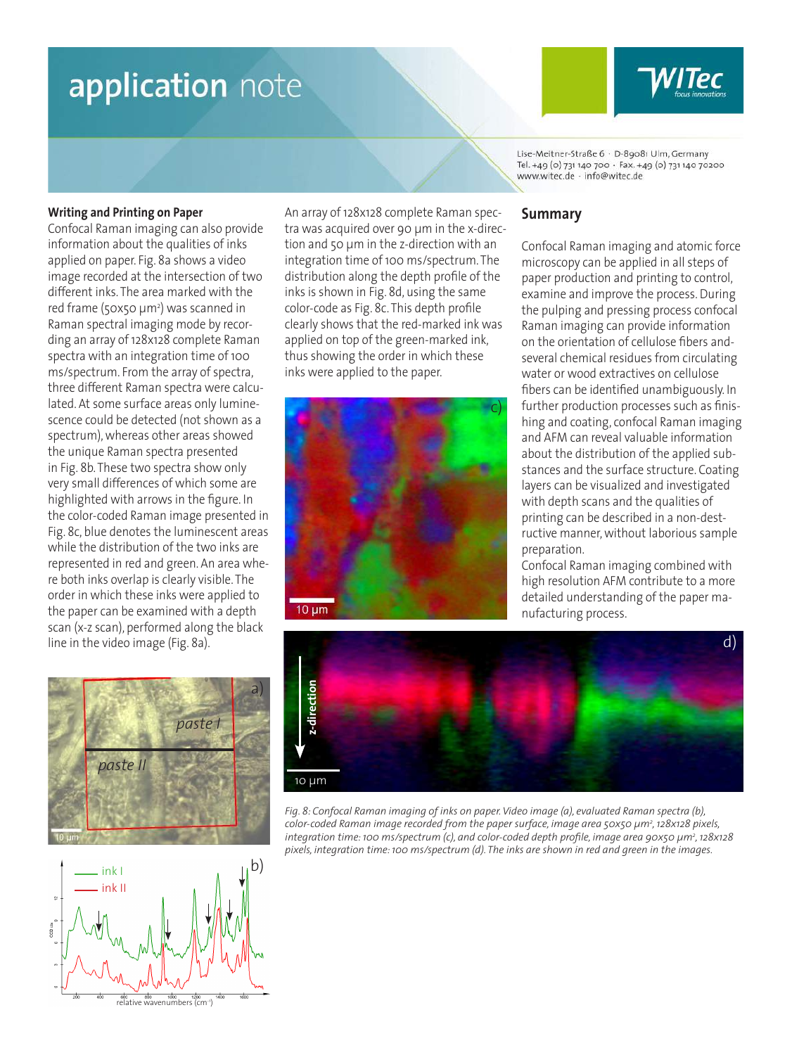## Writing and Printing on Paper

Confocal Raman imaging can also provide information about the qualities of inks applied on paper. Fig. 8a shows a video image recorded at the intersection of two different inks. The area marked with the red frame (50x50 µm²) was scanned in Raman spectral imaging mode by recording an array of 128x128 complete Raman spectra with an integration time of 100 ms/spectrum. From the array of spectra, three different Raman spectra were calculated. At some surface areas only luminescence could be detected (not shown as a spectrum), whereas other areas showed the unique Raman spectra presented in Fig. 8b. These two spectra show only very small differences of which some are highlighted with arrows in the figure. In the color-coded Raman image presented in Fig. 8c, blue denotes the luminescent areas while the distribution of the two inks are represented in red and green. An area where both inks overlap is clearly visible. The order in which these inks were applied to the paper can be examined with a depth scan (x-z scan), performed along the black line in the video image (Fig. 8a).

An array of 128x128 complete Raman spectra was acquired over 90 µm in the x-direction and 50 µm in the z-direction with an integration time of 100 ms/spectrum. The distribution along the depth profile of the inks is shown in Fig. 8d, using the same color-code as Fig. 8c. This depth profile clearly shows that the red-marked ink was applied on top of the green-marked ink, thus showing the order in which these inks were applied to the paper.

a)
paste I
paste II
10 µm

b)
ink I
ink II
relative wavenumbers (cm⁻¹)

c)
10 µm

d)
z-direction
10 µm

*Fig. 8: Confocal Raman imaging of inks on paper. Video image (a), evaluated Raman spectra (b), color-coded Raman image recorded from the paper surface, image area 50x50 µm², 128x128 pixels, integration time: 100 ms/spectrum (c), and color-coded depth profile, image area 90x50 µm², 128x128 pixels, integration time: 100 ms/spectrum (d). The inks are shown in red and green in the images.*

## Summary

Confocal Raman imaging and atomic force microscopy can be applied in all steps of paper production and printing to control, examine and improve the process. During the pulping and pressing process confocal Raman imaging can provide information on the orientation of cellulose fibers and several chemical residues from circulating water or wood extractives on cellulose fibers can be identified unambiguously. In further production processes such as finishing and coating, confocal Raman imaging and AFM can reveal valuable information about the distribution of the applied substances and the surface structure. Coating layers can be visualized and investigated with depth scans and the qualities of printing can be described in a non-destructive manner, without laborious sample preparation.

Confocal Raman imaging combined with high resolution AFM contribute to a more detailed understanding of the paper manufacturing process.